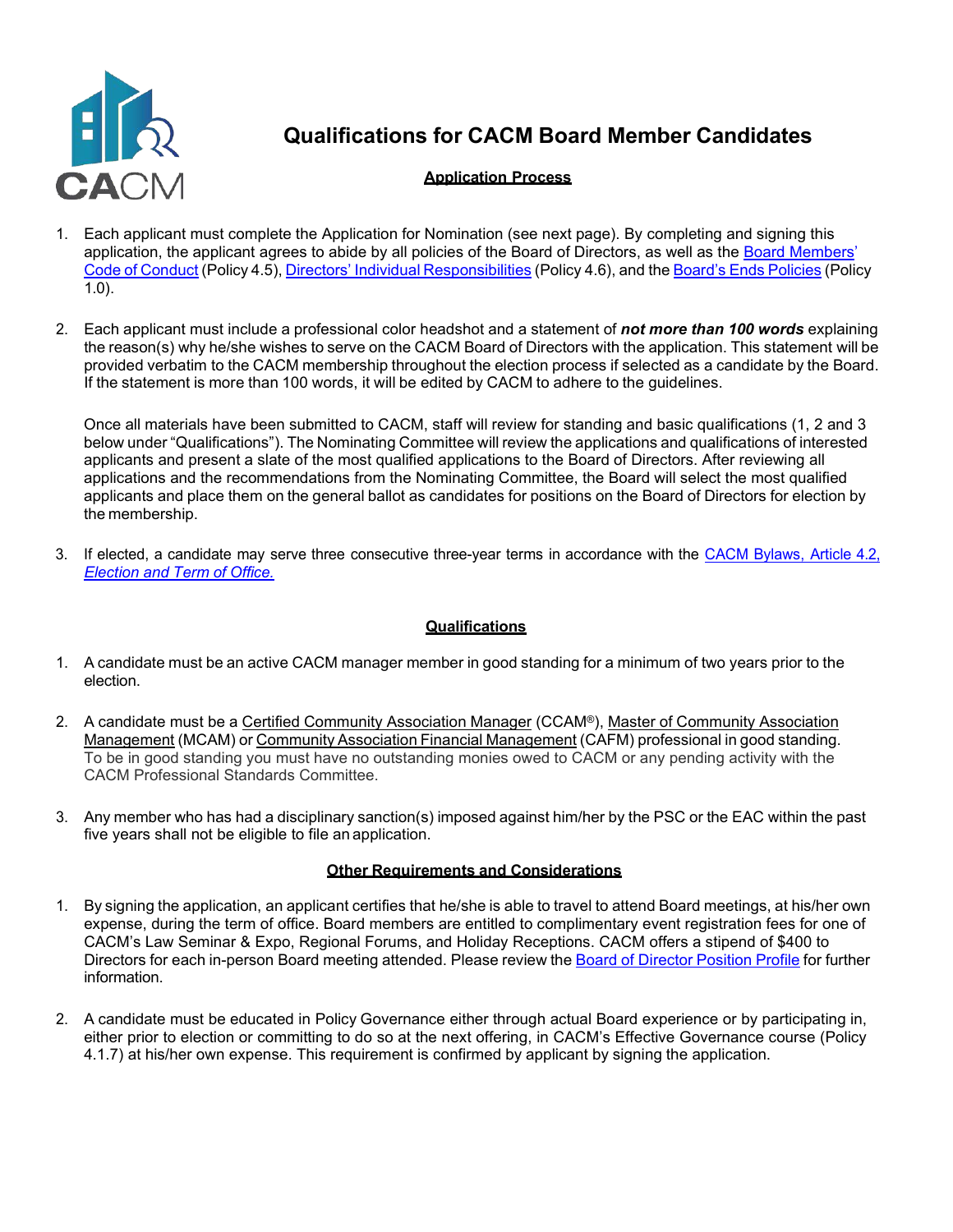# Qualifications for CACM Board Member Candidates

## Application Process

1. Each applicant must complete the Application for Nomination (see next page). By completing and signing this application, the applicant agrees to abide by all policies of the Board of Directors, as well as the Board Members' Code of Conduct (Policy 4.5), Directors' Individual Responsibilities (Policy 4.6), and the Board's Ends Policies (Policy 1.0).

2. Each applicant must include a professional color headshot and a statement of ***not more than 100 words*** explaining the reason(s) why he/she wishes to serve on the CACM Board of Directors with the application. This statement will be provided verbatim to the CACM membership throughout the election process if selected as a candidate by the Board. If the statement is more than 100 words, it will be edited by CACM to adhere to the guidelines.

   Once all materials have been submitted to CACM, staff will review for standing and basic qualifications (1, 2 and 3 below under "Qualifications"). The Nominating Committee will review the applications and qualifications of interested applicants and present a slate of the most qualified applications to the Board of Directors. After reviewing all applications and the recommendations from the Nominating Committee, the Board will select the most qualified applicants and place them on the general ballot as candidates for positions on the Board of Directors for election by the membership.

3. If elected, a candidate may serve three consecutive three-year terms in accordance with the CACM Bylaws, Article 4.2, *Election and Term of Office.*

## Qualifications

1. A candidate must be an active CACM manager member in good standing for a minimum of two years prior to the election.

2. A candidate must be a Certified Community Association Manager (CCAM®), Master of Community Association Management (MCAM) or Community Association Financial Management (CAFM) professional in good standing. To be in good standing you must have no outstanding monies owed to CACM or any pending activity with the CACM Professional Standards Committee.

3. Any member who has had a disciplinary sanction(s) imposed against him/her by the PSC or the EAC within the past five years shall not be eligible to file an application.

## Other Requirements and Considerations

1. By signing the application, an applicant certifies that he/she is able to travel to attend Board meetings, at his/her own expense, during the term of office. Board members are entitled to complimentary event registration fees for one of CACM's Law Seminar & Expo, Regional Forums, and Holiday Receptions. CACM offers a stipend of $400 to Directors for each in-person Board meeting attended. Please review the Board of Director Position Profile for further information.

2. A candidate must be educated in Policy Governance either through actual Board experience or by participating in, either prior to election or committing to do so at the next offering, in CACM's Effective Governance course (Policy 4.1.7) at his/her own expense. This requirement is confirmed by applicant by signing the application.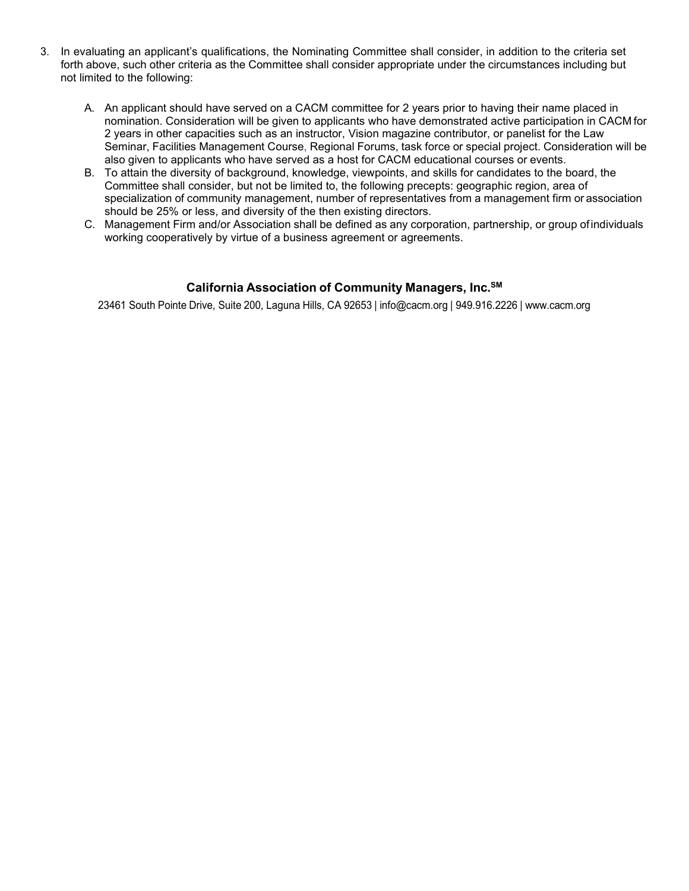3. In evaluating an applicant's qualifications, the Nominating Committee shall consider, in addition to the criteria set forth above, such other criteria as the Committee shall consider appropriate under the circumstances including but not limited to the following:

   A. An applicant should have served on a CACM committee for 2 years prior to having their name placed in nomination. Consideration will be given to applicants who have demonstrated active participation in CACM for 2 years in other capacities such as an instructor, Vision magazine contributor, or panelist for the Law Seminar, Facilities Management Course, Regional Forums, task force or special project. Consideration will be also given to applicants who have served as a host for CACM educational courses or events.
   B. To attain the diversity of background, knowledge, viewpoints, and skills for candidates to the board, the Committee shall consider, but not be limited to, the following precepts: geographic region, area of specialization of community management, number of representatives from a management firm or association should be 25% or less, and diversity of the then existing directors.
   C. Management Firm and/or Association shall be defined as any corporation, partnership, or group of individuals working cooperatively by virtue of a business agreement or agreements.

**California Association of Community Managers, Inc.℠**

23461 South Pointe Drive, Suite 200, Laguna Hills, CA 92653 | info@cacm.org | 949.916.2226 | www.cacm.org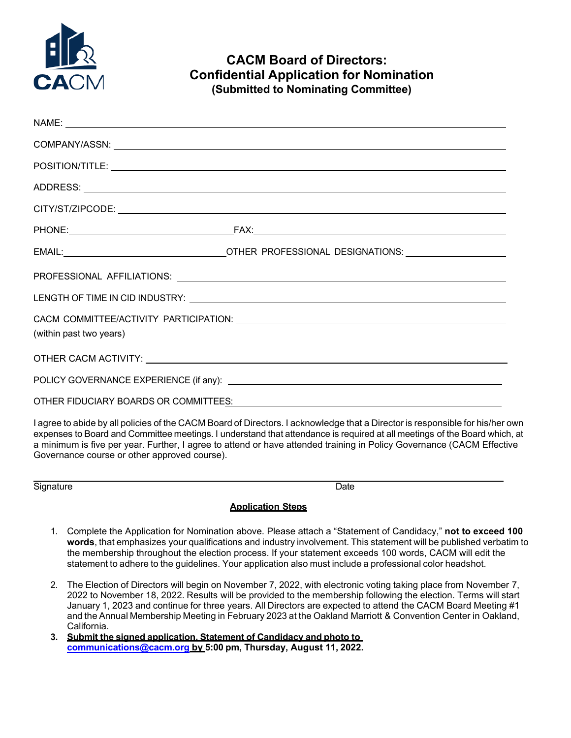CACM

# CACM Board of Directors: Confidential Application for Nomination

**(Submitted to Nominating Committee)**

NAME: ____________________

COMPANY/ASSN: ____________________

POSITION/TITLE: ____________________

ADDRESS: ____________________

CITY/ST/ZIPCODE: ____________________

PHONE: ____________________ FAX: ____________________

EMAIL: ____________________ OTHER PROFESSIONAL DESIGNATIONS: ____________________

PROFESSIONAL AFFILIATIONS: ____________________

LENGTH OF TIME IN CID INDUSTRY: ____________________

CACM COMMITTEE/ACTIVITY PARTICIPATION: ____________________
(within past two years)

OTHER CACM ACTIVITY: ____________________

POLICY GOVERNANCE EXPERIENCE (if any): ____________________

OTHER FIDUCIARY BOARDS OR COMMITTEES: ____________________

I agree to abide by all policies of the CACM Board of Directors. I acknowledge that a Director is responsible for his/her own expenses to Board and Committee meetings. I understand that attendance is required at all meetings of the Board which, at a minimum is five per year. Further, I agree to attend or have attended training in Policy Governance (CACM Effective Governance course or other approved course).

____________________ ____________________
Signature Date

## Application Steps

1. Complete the Application for Nomination above. Please attach a "Statement of Candidacy," **not to exceed 100 words**, that emphasizes your qualifications and industry involvement. This statement will be published verbatim to the membership throughout the election process. If your statement exceeds 100 words, CACM will edit the statement to adhere to the guidelines. Your application also must include a professional color headshot.
2. The Election of Directors will begin on November 7, 2022, with electronic voting taking place from November 7, 2022 to November 18, 2022. Results will be provided to the membership following the election. Terms will start January 1, 2023 and continue for three years. All Directors are expected to attend the CACM Board Meeting #1 and the Annual Membership Meeting in February 2023 at the Oakland Marriott & Convention Center in Oakland, California.
3. **Submit the signed application, Statement of Candidacy and photo to communications@cacm.org by 5:00 pm, Thursday, August 11, 2022.**